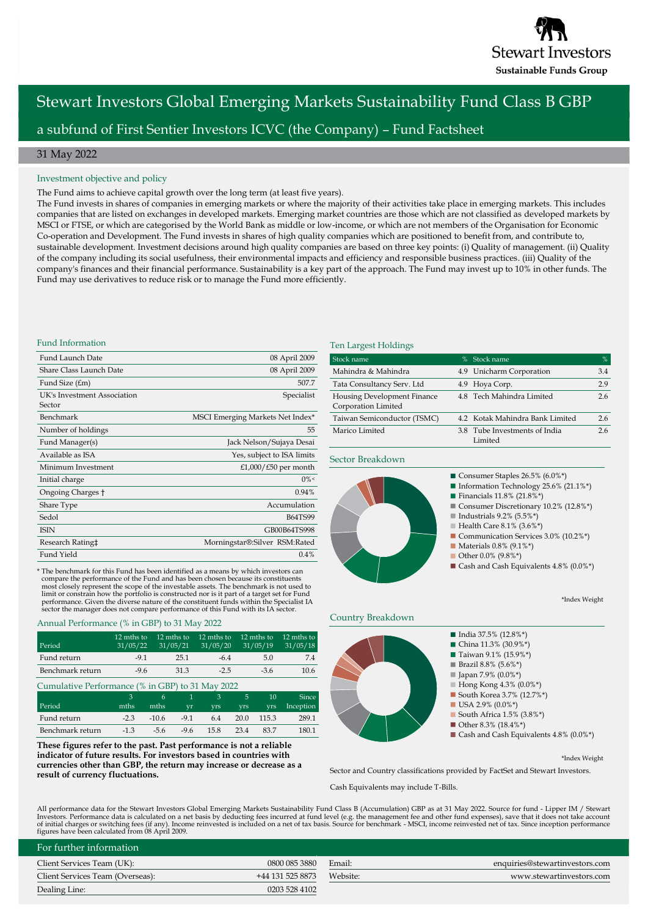Stewart Investors

Sustainable Funds Group

# Stewart Investors Global Emerging Markets Sustainability Fund Class B GBP

## a subfund of First Sentier Investors ICVC (the Company) – Fund Factsheet

31 May 2022

### Investment objective and policy

The Fund aims to achieve capital growth over the long term (at least five years).

The Fund invests in shares of companies in emerging markets or where the majority of their activities take place in emerging markets. This includes companies that are listed on exchanges in developed markets. Emerging market countries are those which are not classified as developed markets by MSCI or FTSE, or which are categorised by the World Bank as middle or low-income, or which are not members of the Organisation for Economic Co-operation and Development. The Fund invests in shares of high quality companies which are positioned to benefit from, and contribute to, sustainable development. Investment decisions around high quality companies are based on three key points: (i) Quality of management. (ii) Quality of the company including its social usefulness, their environmental impacts and efficiency and responsible business practices. (iii) Quality of the company's finances and their financial performance. Sustainability is a key part of the approach. The Fund may invest up to 10% in other funds. The Fund may use derivatives to reduce risk or to manage the Fund more efficiently.

### Fund Information

| | |
|---|---|
| Fund Launch Date | 08 April 2009 |
| Share Class Launch Date | 08 April 2009 |
| Fund Size (£m) | 507.7 |
| UK's Investment Association Sector | Specialist |
| Benchmark | MSCI Emerging Markets Net Index* |
| Number of holdings | 55 |
| Fund Manager(s) | Jack Nelson/Sujaya Desai |
| Available as ISA | Yes, subject to ISA limits |
| Minimum Investment | £1,000/£50 per month |
| Initial charge | 0%< |
| Ongoing Charges † | 0.94% |
| Share Type | Accumulation |
| Sedol | B64TS99 |
| ISIN | GB00B64TS998 |
| Research Rating‡ | Morningstar®:Silver RSM:Rated |
| Fund Yield | 0.4% |

* The benchmark for this Fund has been identified as a means by which investors can compare the performance of the Fund and has been chosen because its constituents most closely represent the scope of the investable assets. The benchmark is not used to limit or constrain how the portfolio is constructed nor is it part of a target set for Fund performance. Given the diverse nature of the constituent funds within the Specialist IA sector the manager does not compare performance of this Fund with its IA sector.

### Annual Performance (% in GBP) to 31 May 2022

| Period | 12 mths to 31/05/22 | 12 mths to 31/05/21 | 12 mths to 31/05/20 | 12 mths to 31/05/19 | 12 mths to 31/05/18 |
|---|---|---|---|---|---|
| Fund return | -9.1 | 25.1 | -6.4 | 5.0 | 7.4 |
| Benchmark return | -9.6 | 31.3 | -2.5 | -3.6 | 10.6 |

### Cumulative Performance (% in GBP) to 31 May 2022

| Period | 3 mths | 6 mths | 1 yr | 3 yrs | 5 yrs | 10 yrs | Since Inception |
|---|---|---|---|---|---|---|---|
| Fund return | -2.3 | -10.6 | -9.1 | 6.4 | 20.0 | 115.3 | 289.1 |
| Benchmark return | -1.3 | -5.6 | -9.6 | 15.8 | 23.4 | 83.7 | 180.1 |

**These figures refer to the past. Past performance is not a reliable indicator of future results. For investors based in countries with currencies other than GBP, the return may increase or decrease as a result of currency fluctuations.**

### Ten Largest Holdings

| Stock name | % | Stock name | % |
|---|---|---|---|
| Mahindra & Mahindra | 4.9 | Unicharm Corporation | 3.4 |
| Tata Consultancy Serv. Ltd | 4.9 | Hoya Corp. | 2.9 |
| Housing Development Finance Corporation Limited | 4.8 | Tech Mahindra Limited | 2.6 |
| Taiwan Semiconductor (TSMC) | 4.2 | Kotak Mahindra Bank Limited | 2.6 |
| Marico Limited | 3.8 | Tube Investments of India Limited | 2.6 |

### Sector Breakdown

- Consumer Staples 26.5% (6.0%*)
- Information Technology 25.6% (21.1%*)
- Financials 11.8% (21.8%*)
- Consumer Discretionary 10.2% (12.8%*)
- Industrials 9.2% (5.5%*)
- Health Care 8.1% (3.6%*)
- Communication Services 3.0% (10.2%*)
- Materials 0.8% (9.1%*)
- Other 0.0% (9.8%*)
- Cash and Cash Equivalents 4.8% (0.0%*)

*Index Weight

### Country Breakdown

- India 37.5% (12.8%*)
- China 11.3% (30.9%*)
- Taiwan 9.1% (15.9%*)
- Brazil 8.8% (5.6%*)
- Japan 7.9% (0.0%*)
- Hong Kong 4.3% (0.0%*)
- South Korea 3.7% (12.7%*)
- USA 2.9% (0.0%*)
- South Africa 1.5% (3.8%*)
- Other 8.3% (18.4%*)
- Cash and Cash Equivalents 4.8% (0.0%*)

*Index Weight

Sector and Country classifications provided by FactSet and Stewart Investors.

Cash Equivalents may include T-Bills.

All performance data for the Stewart Investors Global Emerging Markets Sustainability Fund Class B (Accumulation) GBP as at 31 May 2022. Source for fund - Lipper IM / Stewart Investors. Performance data is calculated on a net basis by deducting fees incurred at fund level (e.g. the management fee and other fund expenses), save that it does not take account of initial charges or switching fees (if any). Income reinvested is included on a net of tax basis. Source for benchmark - MSCI, income reinvested net of tax. Since inception performance figures have been calculated from 08 April 2009.

### For further information

| | | | |
|---|---|---|---|
| Client Services Team (UK): | 0800 085 3880 | Email: | enquiries@stewartinvestors.com |
| Client Services Team (Overseas): | +44 131 525 8873 | Website: | www.stewartinvestors.com |
| Dealing Line: | 0203 528 4102 | | |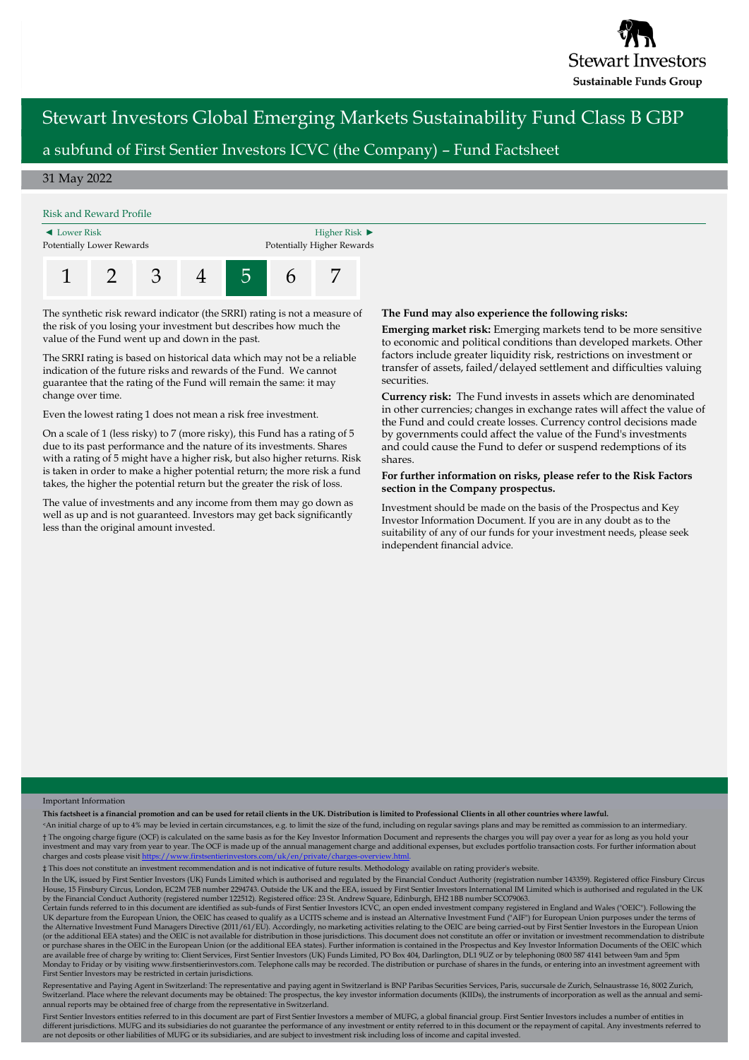# Stewart Investors Global Emerging Markets Sustainability Fund Class B GBP

## a subfund of First Sentier Investors ICVC (the Company) – Fund Factsheet

31 May 2022

### Risk and Reward Profile

◄ Lower Risk — Higher Risk ►

Potentially Lower Rewards — Potentially Higher Rewards

| 1 | 2 | 3 | 4 | **5** | 6 | 7 |
|---|---|---|---|---|---|---|

The synthetic risk reward indicator (the SRRI) rating is not a measure of the risk of you losing your investment but describes how much the value of the Fund went up and down in the past.

The SRRI rating is based on historical data which may not be a reliable indication of the future risks and rewards of the Fund. We cannot guarantee that the rating of the Fund will remain the same: it may change over time.

Even the lowest rating 1 does not mean a risk free investment.

On a scale of 1 (less risky) to 7 (more risky), this Fund has a rating of 5 due to its past performance and the nature of its investments. Shares with a rating of 5 might have a higher risk, but also higher returns. Risk is taken in order to make a higher potential return; the more risk a fund takes, the higher the potential return but the greater the risk of loss.

The value of investments and any income from them may go down as well as up and is not guaranteed. Investors may get back significantly less than the original amount invested.

**The Fund may also experience the following risks:**

**Emerging market risk:** Emerging markets tend to be more sensitive to economic and political conditions than developed markets. Other factors include greater liquidity risk, restrictions on investment or transfer of assets, failed/delayed settlement and difficulties valuing securities.

**Currency risk:** The Fund invests in assets which are denominated in other currencies; changes in exchange rates will affect the value of the Fund and could create losses. Currency control decisions made by governments could affect the value of the Fund's investments and could cause the Fund to defer or suspend redemptions of its shares.

**For further information on risks, please refer to the Risk Factors section in the Company prospectus.**

Investment should be made on the basis of the Prospectus and Key Investor Information Document. If you are in any doubt as to the suitability of any of our funds for your investment needs, please seek independent financial advice.

Important Information

**This factsheet is a financial promotion and can be used for retail clients in the UK. Distribution is limited to Professional Clients in all other countries where lawful.**

˂An initial charge of up to 4% may be levied in certain circumstances, e.g. to limit the size of the fund, including on regular savings plans and may be remitted as commission to an intermediary.

† The ongoing charge figure (OCF) is calculated on the same basis as for the Key Investor Information Document and represents the charges you will pay over a year for as long as you hold your investment and may vary from year to year. The OCF is made up of the annual management charge and additional expenses, but excludes portfolio transaction costs. For further information about charges and costs please visit https://www.firstsentierinvestors.com/uk/en/private/charges-overview.html.

‡ This does not constitute an investment recommendation and is not indicative of future results. Methodology available on rating provider's website.

In the UK, issued by First Sentier Investors (UK) Funds Limited which is authorised and regulated by the Financial Conduct Authority (registration number 143359). Registered office Finsbury Circus House, 15 Finsbury Circus, London, EC2M 7EB number 2294743. Outside the UK and the EEA, issued by First Sentier Investors International IM Limited which is authorised and regulated in the UK by the Financial Conduct Authority (registered number 122512). Registered office: 23 St. Andrew Square, Edinburgh, EH2 1BB number SCO79063.

Certain funds referred to in this document are identified as sub-funds of First Sentier Investors ICVC, an open ended investment company registered in England and Wales ("OEIC"). Following the UK departure from the European Union, the OEIC has ceased to qualify as a UCITS scheme and is instead an Alternative Investment Fund ("AIF") for European Union purposes under the terms of the Alternative Investment Fund Managers Directive (2011/61/EU). Accordingly, no marketing activities relating to the OEIC are being carried-out by First Sentier Investors in the European Union (or the additional EEA states) and the OEIC is not available for distribution in those jurisdictions. This document does not constitute an offer or invitation or investment recommendation to distribute or purchase shares in the OEIC in the European Union (or the additional EEA states). Further information is contained in the Prospectus and Key Investor Information Documents of the OEIC which are available free of charge by writing to: Client Services, First Sentier Investors (UK) Funds Limited, PO Box 404, Darlington, DL1 9UZ or by telephoning 0800 587 4141 between 9am and 5pm Monday to Friday or by visiting www.firstsentierinvestors.com. Telephone calls may be recorded. The distribution or purchase of shares in the funds, or entering into an investment agreement with First Sentier Investors may be restricted in certain jurisdictions.

Representative and Paying Agent in Switzerland: The representative and paying agent in Switzerland is BNP Paribas Securities Services, Paris, succursale de Zurich, Selnaustrasse 16, 8002 Zurich, Switzerland. Place where the relevant documents may be obtained: The prospectus, the key investor information documents (KIIDs), the instruments of incorporation as well as the annual and semi-annual reports may be obtained free of charge from the representative in Switzerland.

First Sentier Investors entities referred to in this document are part of First Sentier Investors a member of MUFG, a global financial group. First Sentier Investors includes a number of entities in different jurisdictions. MUFG and its subsidiaries do not guarantee the performance of any investment or entity referred to in this document or the repayment of capital. Any investments referred to are not deposits or other liabilities of MUFG or its subsidiaries, and are subject to investment risk including loss of income and capital invested.